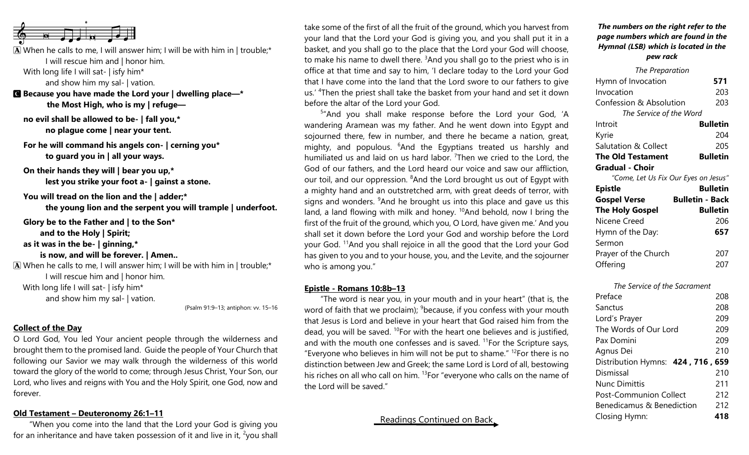A When he calls to me, I will answer him; I will be with him in | trouble;*
I will rescue him and | honor him.
With long life I will sat- | isfy him*
and show him my sal- | vation.

**C Because you have made the Lord your | dwelling place—***
**the Most High, who is my | refuge—**

**no evil shall be allowed to be- | fall you,***
**no plague come | near your tent.**

**For he will command his angels con- | cerning you***
**to guard you in | all your ways.**

**On their hands they will | bear you up,***
**lest you strike your foot a- | gainst a stone.**

**You will tread on the lion and the | adder;***
**the young lion and the serpent you will trample | underfoot.**

**Glory be to the Father and | to the Son***
**and to the Holy | Spirit;**
**as it was in the be- | ginning,***
**is now, and will be forever. | Amen..**

A When he calls to me, I will answer him; I will be with him in | trouble;*
I will rescue him and | honor him.
With long life I will sat- | isfy him*
and show him my sal- | vation.

(Psalm 91:9–13; antiphon: vv. 15–16)

## Collect of the Day

O Lord God, You led Your ancient people through the wilderness and brought them to the promised land. Guide the people of Your Church that following our Savior we may walk through the wilderness of this world toward the glory of the world to come; through Jesus Christ, Your Son, our Lord, who lives and reigns with You and the Holy Spirit, one God, now and forever.

## Old Testament – Deuteronomy 26:1–11

"When you come into the land that the Lord your God is giving you for an inheritance and have taken possession of it and live in it, [2]you shall take some of the first of all the fruit of the ground, which you harvest from your land that the Lord your God is giving you, and you shall put it in a basket, and you shall go to the place that the Lord your God will choose, to make his name to dwell there. [3]And you shall go to the priest who is in office at that time and say to him, 'I declare today to the Lord your God that I have come into the land that the Lord swore to our fathers to give us.' [4]Then the priest shall take the basket from your hand and set it down before the altar of the Lord your God.

[5]"And you shall make response before the Lord your God, 'A wandering Aramean was my father. And he went down into Egypt and sojourned there, few in number, and there he became a nation, great, mighty, and populous. [6]And the Egyptians treated us harshly and humiliated us and laid on us hard labor. [7]Then we cried to the Lord, the God of our fathers, and the Lord heard our voice and saw our affliction, our toil, and our oppression. [8]And the Lord brought us out of Egypt with a mighty hand and an outstretched arm, with great deeds of terror, with signs and wonders. [9]And he brought us into this place and gave us this land, a land flowing with milk and honey. [10]And behold, now I bring the first of the fruit of the ground, which you, O Lord, have given me.' And you shall set it down before the Lord your God and worship before the Lord your God. [11]And you shall rejoice in all the good that the Lord your God has given to you and to your house, you, and the Levite, and the sojourner who is among you."

## Epistle - Romans 10:8b–13

"The word is near you, in your mouth and in your heart" (that is, the word of faith that we proclaim); [9]because, if you confess with your mouth that Jesus is Lord and believe in your heart that God raised him from the dead, you will be saved. [10]For with the heart one believes and is justified, and with the mouth one confesses and is saved. [11]For the Scripture says, "Everyone who believes in him will not be put to shame." [12]For there is no distinction between Jew and Greek; the same Lord is Lord of all, bestowing his riches on all who call on him. [13]For "everyone who calls on the name of the Lord will be saved."

Readings Continued on Back

***The numbers on the right refer to the page numbers which are found in the Hymnal (LSB) which is located in the pew rack***

*The Preparation*

| | |
|---|---|
| Hymn of Invocation | **571** |
| Invocation | 203 |
| Confession & Absolution | 203 |
| *The Service of the Word* | |
| Introit | **Bulletin** |
| Kyrie | 204 |
| Salutation & Collect | 205 |
| **The Old Testament** | **Bulletin** |
| **Gradual - Choir** | |
| *"Come, Let Us Fix Our Eyes on Jesus"* | |
| **Epistle** | **Bulletin** |
| **Gospel Verse** | **Bulletin - Back** |
| **The Holy Gospel** | **Bulletin** |
| Nicene Creed | 206 |
| Hymn of the Day: | **657** |
| Sermon | |
| Prayer of the Church | 207 |
| Offering | 207 |

*The Service of the Sacrament*

| | |
|---|---|
| Preface | 208 |
| Sanctus | 208 |
| Lord's Prayer | 209 |
| The Words of Our Lord | 209 |
| Pax Domini | 209 |
| Agnus Dei | 210 |
| Distribution Hymns: | **424 , 716 , 659** |
| Dismissal | 210 |
| Nunc Dimittis | 211 |
| Post-Communion Collect | 212 |
| Benedicamus & Benediction | 212 |
| Closing Hymn: | **418** |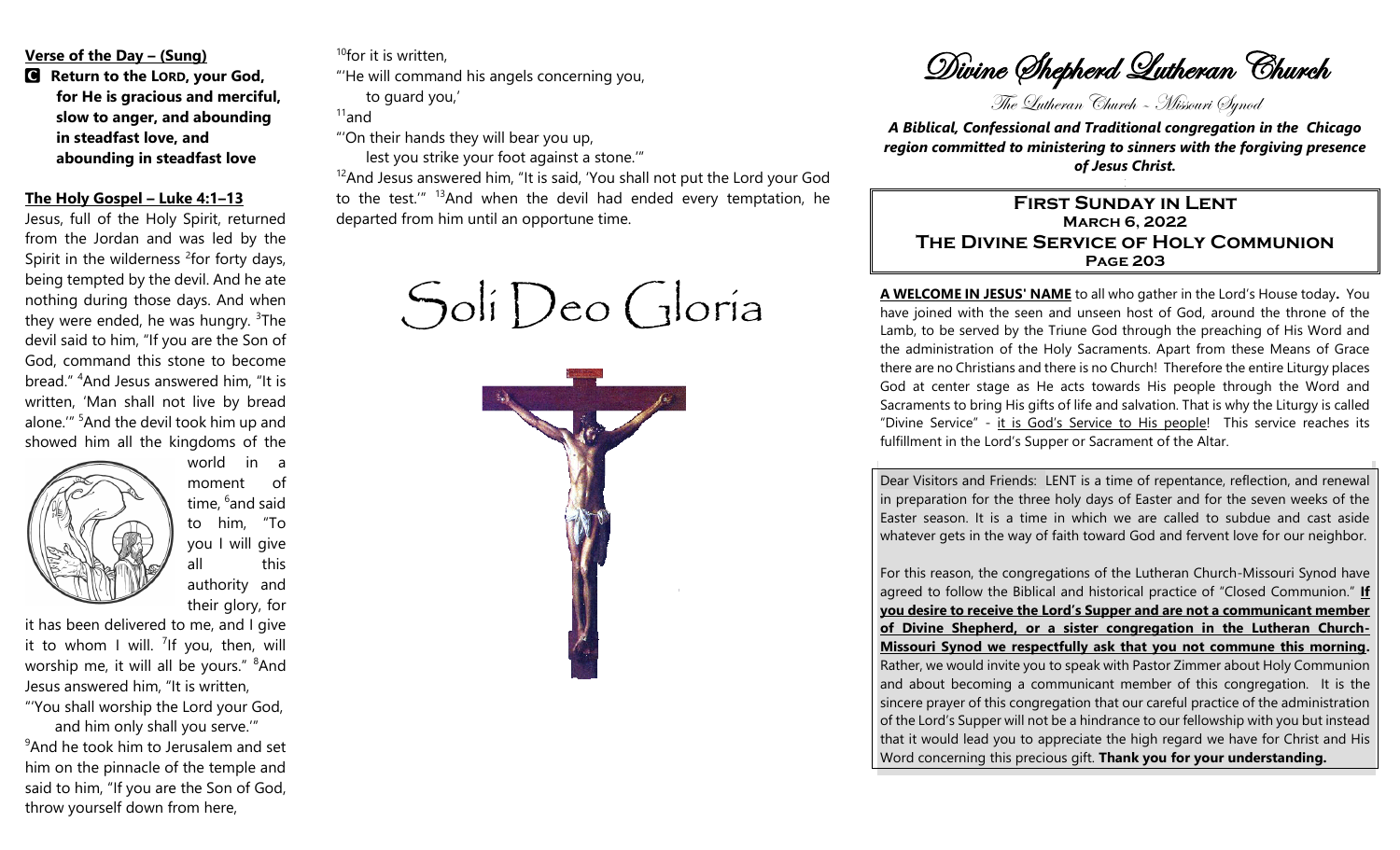**Verse of the Day – (Sung)**

**C Return to the LORD, your God, for He is gracious and merciful, slow to anger, and abounding in steadfast love, and abounding in steadfast love**

**The Holy Gospel – Luke 4:1–13**

Jesus, full of the Holy Spirit, returned from the Jordan and was led by the Spirit in the wilderness [2]for forty days, being tempted by the devil. And he ate nothing during those days. And when they were ended, he was hungry. [3]The devil said to him, "If you are the Son of God, command this stone to become bread." [4]And Jesus answered him, "It is written, 'Man shall not live by bread alone.'" [5]And the devil took him up and showed him all the kingdoms of the world in a moment of time, [6]and said to him, "To you I will give all this authority and their glory, for it has been delivered to me, and I give it to whom I will. [7]If you, then, will worship me, it will all be yours." [8]And Jesus answered him, "It is written,

"'You shall worship the Lord your God,
and him only shall you serve.'"

[9]And he took him to Jerusalem and set him on the pinnacle of the temple and said to him, "If you are the Son of God, throw yourself down from here,

[10]for it is written,

"'He will command his angels concerning you,
to guard you,'

[11]and

"'On their hands they will bear you up,
lest you strike your foot against a stone.'"

[12]And Jesus answered him, "It is said, 'You shall not put the Lord your God to the test.'" [13]And when the devil had ended every temptation, he departed from him until an opportune time.

Soli Deo Gloria

# Divine Shepherd Lutheran Church

The Lutheran Church ~ Missouri Synod

***A Biblical, Confessional and Traditional congregation in the Chicago region committed to ministering to sinners with the forgiving presence of Jesus Christ.***

## First Sunday in Lent
**March 6, 2022**
## The Divine Service of Holy Communion
**Page 203**

**A WELCOME IN JESUS' NAME** to all who gather in the Lord's House today**.** You have joined with the seen and unseen host of God, around the throne of the Lamb, to be served by the Triune God through the preaching of His Word and the administration of the Holy Sacraments. Apart from these Means of Grace there are no Christians and there is no Church! Therefore the entire Liturgy places God at center stage as He acts towards His people through the Word and Sacraments to bring His gifts of life and salvation. That is why the Liturgy is called "Divine Service" - it is God's Service to His people! This service reaches its fulfillment in the Lord's Supper or Sacrament of the Altar.

Dear Visitors and Friends: LENT is a time of repentance, reflection, and renewal in preparation for the three holy days of Easter and for the seven weeks of the Easter season. It is a time in which we are called to subdue and cast aside whatever gets in the way of faith toward God and fervent love for our neighbor.

For this reason, the congregations of the Lutheran Church-Missouri Synod have agreed to follow the Biblical and historical practice of "Closed Communion." **If you desire to receive the Lord's Supper and are not a communicant member of Divine Shepherd, or a sister congregation in the Lutheran Church-Missouri Synod we respectfully ask that you not commune this morning.** Rather, we would invite you to speak with Pastor Zimmer about Holy Communion and about becoming a communicant member of this congregation. It is the sincere prayer of this congregation that our careful practice of the administration of the Lord's Supper will not be a hindrance to our fellowship with you but instead that it would lead you to appreciate the high regard we have for Christ and His Word concerning this precious gift. **Thank you for your understanding.**